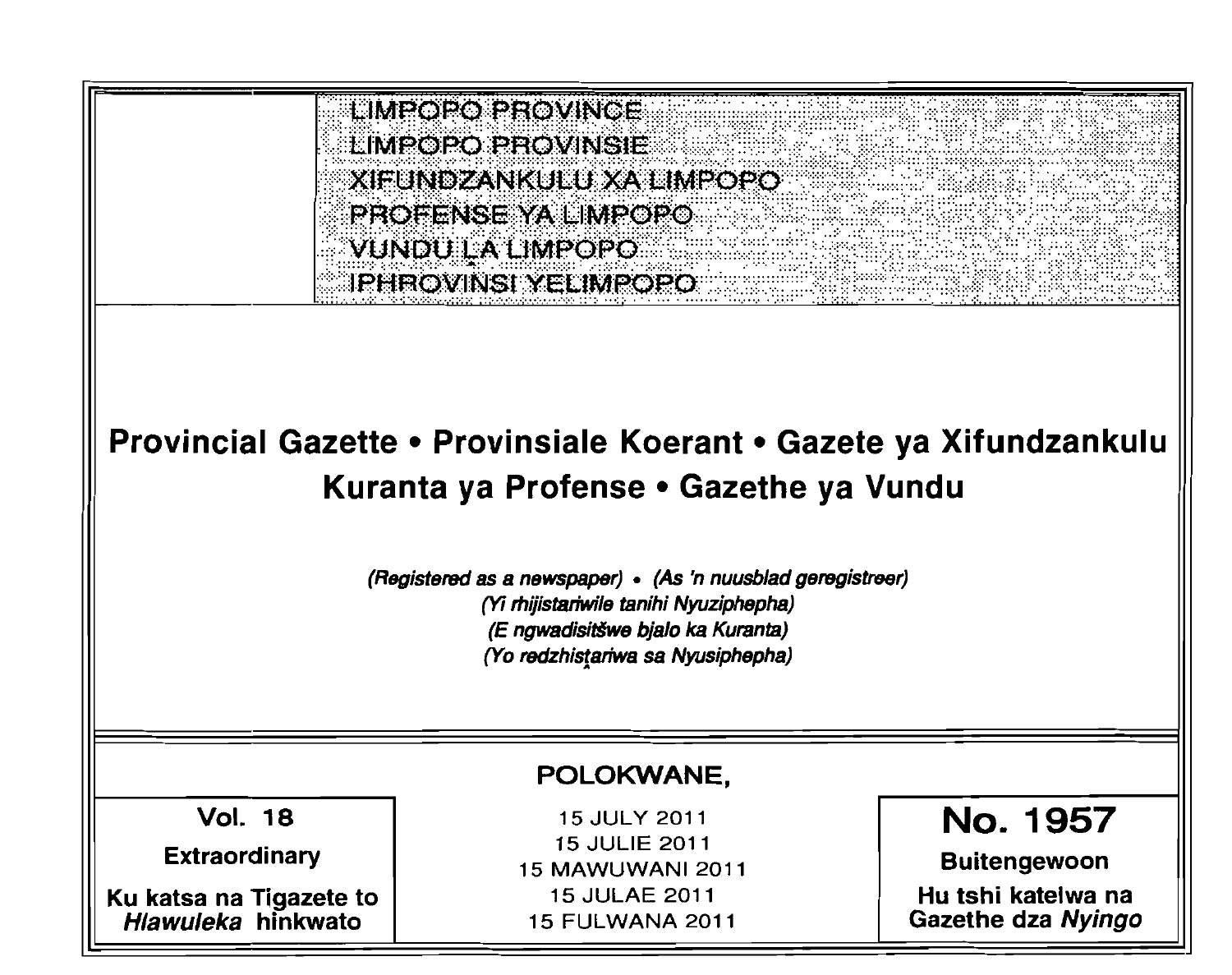LIMPOPO PROVINCE
LIMPOPO PROVINSIE
XIFUNDZANKULU XA LIMPOPO
PROFENSE YA LIMPOPO
VUNDU LA LIMPOPO
IPHROVINSI YELIMPOPO

# Provincial Gazette • Provinsiale Koerant • Gazete ya Xifundzankulu Kuranta ya Profense • Gazethe ya Vundu

*(Registered as a newspaper) • (As 'n nuusblad geregistreer)*
*(Yi rhijistariwile tanihi Nyuziphepha)*
*(E ngwadisitšwe bjalo ka Kuranta)*
*(Yo redzhistariwa sa Nyusiphepha)*

**POLOKWANE,**

| **Vol. 18** | 15 JULY 2011 | **No. 1957** |
|---|---|---|
| **Extraordinary** | 15 JULIE 2011 | **Buitengewoon** |
| **Ku katsa na Tigazete to *Hlawuleka* hinkwato** | 15 MAWUWANI 2011<br>15 JULAE 2011<br>15 FULWANA 2011 | **Hu tshi katelwa na Gazethe dza *Nyingo*** |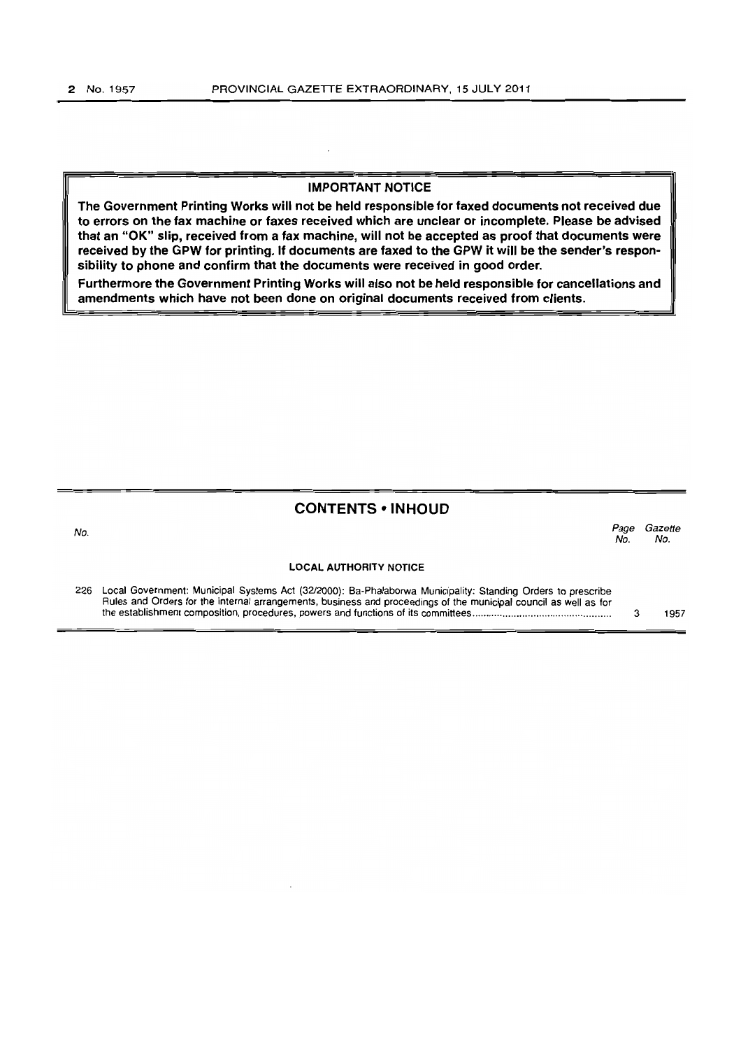**IMPORTANT NOTICE**

**The Government Printing Works will not be held responsible for faxed documents not received due to errors on the fax machine or faxes received which are unclear or incomplete. Please be advised that an "OK" slip, received from a fax machine, will not be accepted as proof that documents were received by the GPW for printing. If documents are faxed to the GPW it will be the sender's responsibility to phone and confirm that the documents were received in good order.**

**Furthermore the Government Printing Works will also not be held responsible for cancellations and amendments which have not been done on original documents received from clients.**

## CONTENTS • INHOUD

| *No.* | | *Page No.* | *Gazette No.* |
|---|---|---|---|
| | **LOCAL AUTHORITY NOTICE** | | |
| 226 | Local Government: Municipal Systems Act (32/2000): Ba-Phalaborwa Municipality: Standing Orders to prescribe Rules and Orders for the internal arrangements, business and proceedings of the municipal council as well as for the establishment composition, procedures, powers and functions of its committees | 3 | 1957 |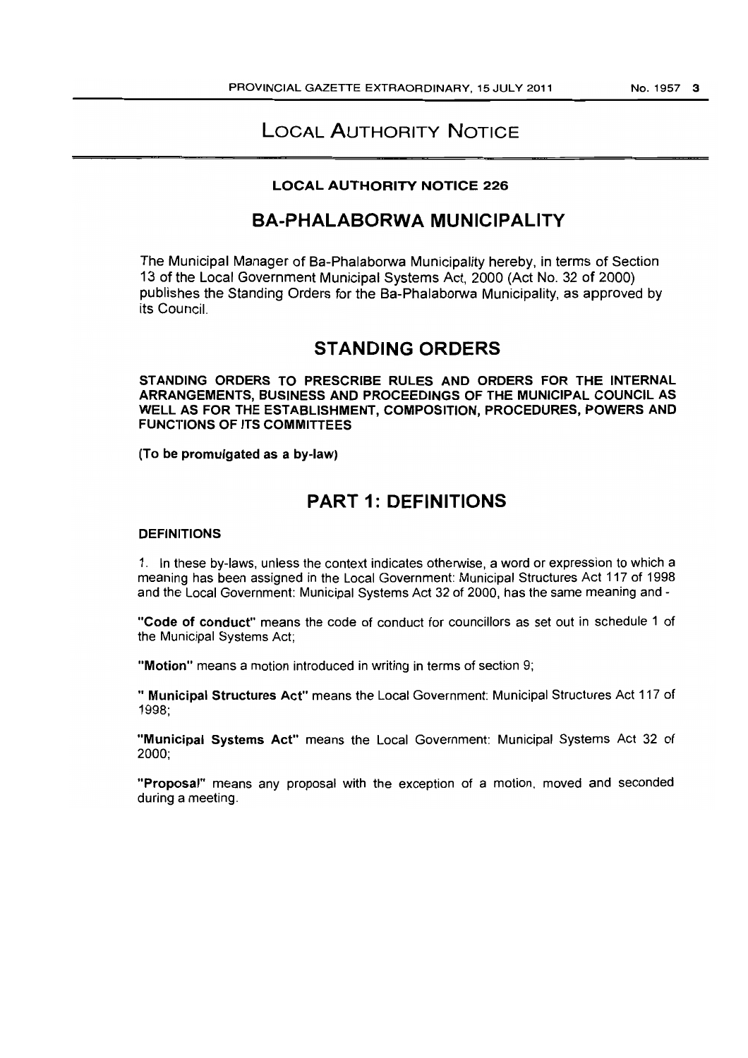# LOCAL AUTHORITY NOTICE

## LOCAL AUTHORITY NOTICE 226

# BA-PHALABORWA MUNICIPALITY

The Municipal Manager of Ba-Phalaborwa Municipality hereby, in terms of Section 13 of the Local Government Municipal Systems Act, 2000 (Act No. 32 of 2000) publishes the Standing Orders for the Ba-Phalaborwa Municipality, as approved by its Council.

# STANDING ORDERS

**STANDING ORDERS TO PRESCRIBE RULES AND ORDERS FOR THE INTERNAL ARRANGEMENTS, BUSINESS AND PROCEEDINGS OF THE MUNICIPAL COUNCIL AS WELL AS FOR THE ESTABLISHMENT, COMPOSITION, PROCEDURES, POWERS AND FUNCTIONS OF ITS COMMITTEES**

**(To be promulgated as a by-law)**

# PART 1: DEFINITIONS

**DEFINITIONS**

1. In these by-laws, unless the context indicates otherwise, a word or expression to which a meaning has been assigned in the Local Government: Municipal Structures Act 117 of 1998 and the Local Government: Municipal Systems Act 32 of 2000, has the same meaning and -

**"Code of conduct"** means the code of conduct for councillors as set out in schedule 1 of the Municipal Systems Act;

**"Motion"** means a motion introduced in writing in terms of section 9;

**" Municipal Structures Act"** means the Local Government: Municipal Structures Act 117 of 1998;

**"Municipal Systems Act"** means the Local Government: Municipal Systems Act 32 of 2000;

**"Proposal"** means any proposal with the exception of a motion, moved and seconded during a meeting.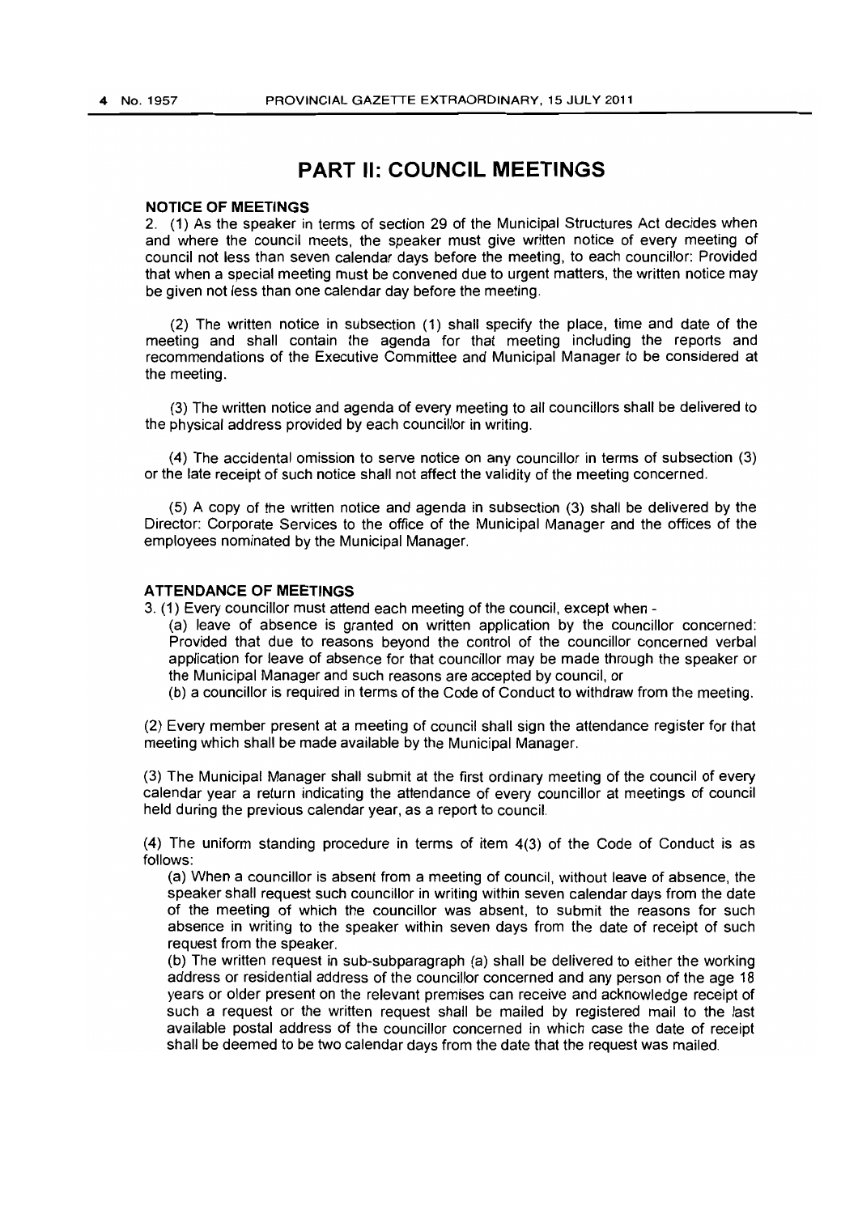## PART II: COUNCIL MEETINGS

**NOTICE OF MEETINGS**

2. (1) As the speaker in terms of section 29 of the Municipal Structures Act decides when and where the council meets, the speaker must give written notice of every meeting of council not less than seven calendar days before the meeting, to each councillor: Provided that when a special meeting must be convened due to urgent matters, the written notice may be given not less than one calendar day before the meeting.

(2) The written notice in subsection (1) shall specify the place, time and date of the meeting and shall contain the agenda for that meeting including the reports and recommendations of the Executive Committee and Municipal Manager to be considered at the meeting.

(3) The written notice and agenda of every meeting to all councillors shall be delivered to the physical address provided by each councillor in writing.

(4) The accidental omission to serve notice on any councillor in terms of subsection (3) or the late receipt of such notice shall not affect the validity of the meeting concerned.

(5) A copy of the written notice and agenda in subsection (3) shall be delivered by the Director: Corporate Services to the office of the Municipal Manager and the offices of the employees nominated by the Municipal Manager.

**ATTENDANCE OF MEETINGS**

3. (1) Every councillor must attend each meeting of the council, except when -

(a) leave of absence is granted on written application by the councillor concerned: Provided that due to reasons beyond the control of the councillor concerned verbal application for leave of absence for that councillor may be made through the speaker or the Municipal Manager and such reasons are accepted by council, or

(b) a councillor is required in terms of the Code of Conduct to withdraw from the meeting.

(2) Every member present at a meeting of council shall sign the attendance register for that meeting which shall be made available by the Municipal Manager.

(3) The Municipal Manager shall submit at the first ordinary meeting of the council of every calendar year a return indicating the attendance of every councillor at meetings of council held during the previous calendar year, as a report to council.

(4) The uniform standing procedure in terms of item 4(3) of the Code of Conduct is as follows:

(a) When a councillor is absent from a meeting of council, without leave of absence, the speaker shall request such councillor in writing within seven calendar days from the date of the meeting of which the councillor was absent, to submit the reasons for such absence in writing to the speaker within seven days from the date of receipt of such request from the speaker.

(b) The written request in sub-subparagraph (a) shall be delivered to either the working address or residential address of the councillor concerned and any person of the age 18 years or older present on the relevant premises can receive and acknowledge receipt of such a request or the written request shall be mailed by registered mail to the last available postal address of the councillor concerned in which case the date of receipt shall be deemed to be two calendar days from the date that the request was mailed.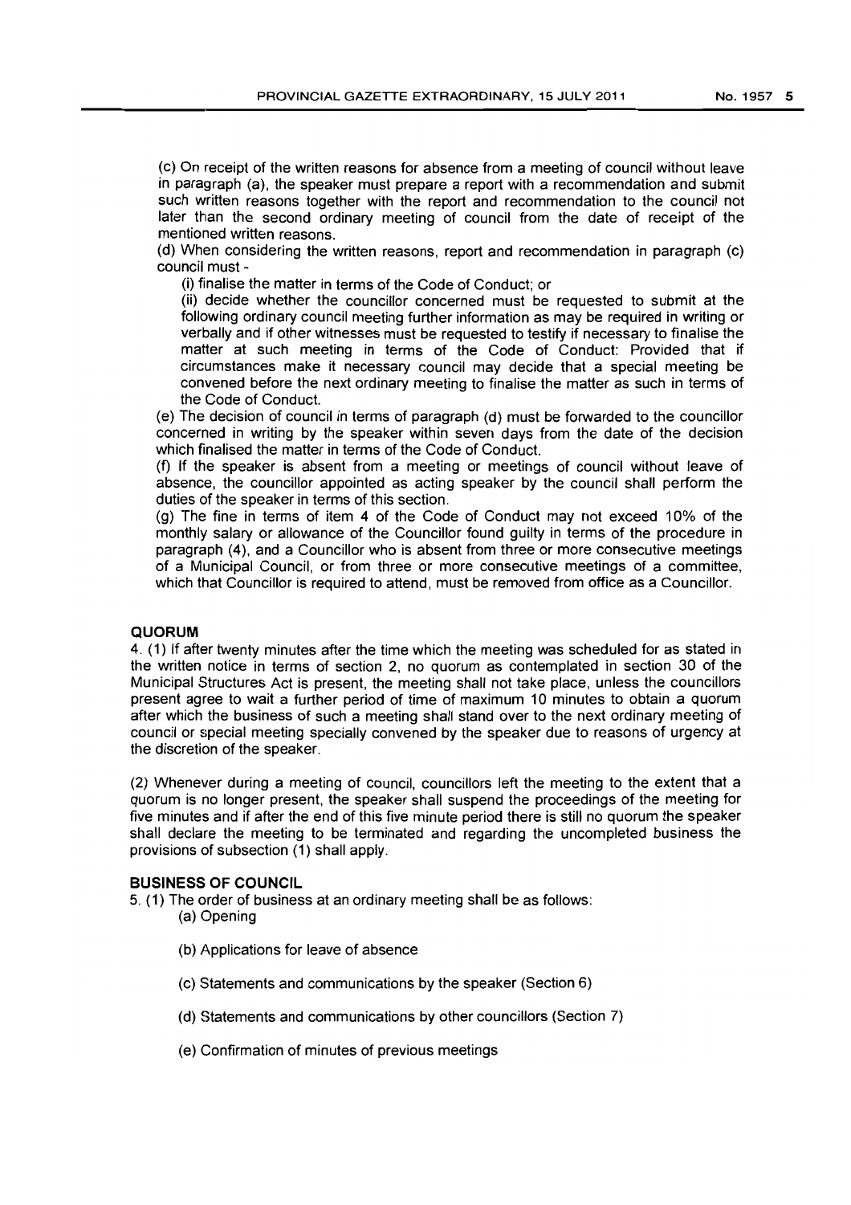(c) On receipt of the written reasons for absence from a meeting of council without leave in paragraph (a), the speaker must prepare a report with a recommendation and submit such written reasons together with the report and recommendation to the council not later than the second ordinary meeting of council from the date of receipt of the mentioned written reasons.

(d) When considering the written reasons, report and recommendation in paragraph (c) council must -

(i) finalise the matter in terms of the Code of Conduct; or

(ii) decide whether the councillor concerned must be requested to submit at the following ordinary council meeting further information as may be required in writing or verbally and if other witnesses must be requested to testify if necessary to finalise the matter at such meeting in terms of the Code of Conduct: Provided that if circumstances make it necessary council may decide that a special meeting be convened before the next ordinary meeting to finalise the matter as such in terms of the Code of Conduct.

(e) The decision of council in terms of paragraph (d) must be forwarded to the councillor concerned in writing by the speaker within seven days from the date of the decision which finalised the matter in terms of the Code of Conduct.

(f) If the speaker is absent from a meeting or meetings of council without leave of absence, the councillor appointed as acting speaker by the council shall perform the duties of the speaker in terms of this section.

(g) The fine in terms of item 4 of the Code of Conduct may not exceed 10% of the monthly salary or allowance of the Councillor found guilty in terms of the procedure in paragraph (4), and a Councillor who is absent from three or more consecutive meetings of a Municipal Council, or from three or more consecutive meetings of a committee, which that Councillor is required to attend, must be removed from office as a Councillor.

### QUORUM

4. (1) If after twenty minutes after the time which the meeting was scheduled for as stated in the written notice in terms of section 2, no quorum as contemplated in section 30 of the Municipal Structures Act is present, the meeting shall not take place, unless the councillors present agree to wait a further period of time of maximum 10 minutes to obtain a quorum after which the business of such a meeting shall stand over to the next ordinary meeting of council or special meeting specially convened by the speaker due to reasons of urgency at the discretion of the speaker.

(2) Whenever during a meeting of council, councillors left the meeting to the extent that a quorum is no longer present, the speaker shall suspend the proceedings of the meeting for five minutes and if after the end of this five minute period there is still no quorum the speaker shall declare the meeting to be terminated and regarding the uncompleted business the provisions of subsection (1) shall apply.

### BUSINESS OF COUNCIL

5. (1) The order of business at an ordinary meeting shall be as follows:

(a) Opening

(b) Applications for leave of absence

(c) Statements and communications by the speaker (Section 6)

(d) Statements and communications by other councillors (Section 7)

(e) Confirmation of minutes of previous meetings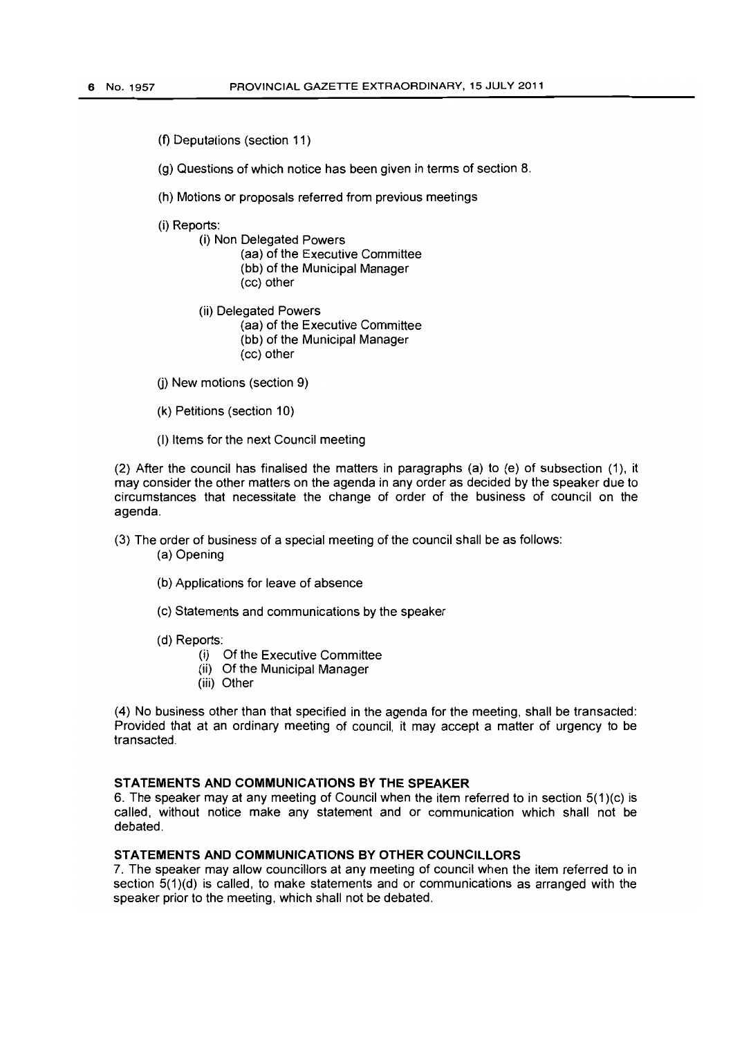(f) Deputations (section 11)

(g) Questions of which notice has been given in terms of section 8.

(h) Motions or proposals referred from previous meetings

(i) Reports:

- (i) Non Delegated Powers
  - (aa) of the Executive Committee
  - (bb) of the Municipal Manager
  - (cc) other
- (ii) Delegated Powers
  - (aa) of the Executive Committee
  - (bb) of the Municipal Manager
  - (cc) other

(j) New motions (section 9)

(k) Petitions (section 10)

(l) Items for the next Council meeting

(2) After the council has finalised the matters in paragraphs (a) to (e) of subsection (1), it may consider the other matters on the agenda in any order as decided by the speaker due to circumstances that necessitate the change of order of the business of council on the agenda.

(3) The order of business of a special meeting of the council shall be as follows:

(a) Opening

(b) Applications for leave of absence

(c) Statements and communications by the speaker

(d) Reports:

- (i) Of the Executive Committee
- (ii) Of the Municipal Manager
- (iii) Other

(4) No business other than that specified in the agenda for the meeting, shall be transacted: Provided that at an ordinary meeting of council, it may accept a matter of urgency to be transacted.

### STATEMENTS AND COMMUNICATIONS BY THE SPEAKER

6. The speaker may at any meeting of Council when the item referred to in section 5(1)(c) is called, without notice make any statement and or communication which shall not be debated.

### STATEMENTS AND COMMUNICATIONS BY OTHER COUNCILLORS

7. The speaker may allow councillors at any meeting of council when the item referred to in section 5(1)(d) is called, to make statements and or communications as arranged with the speaker prior to the meeting, which shall not be debated.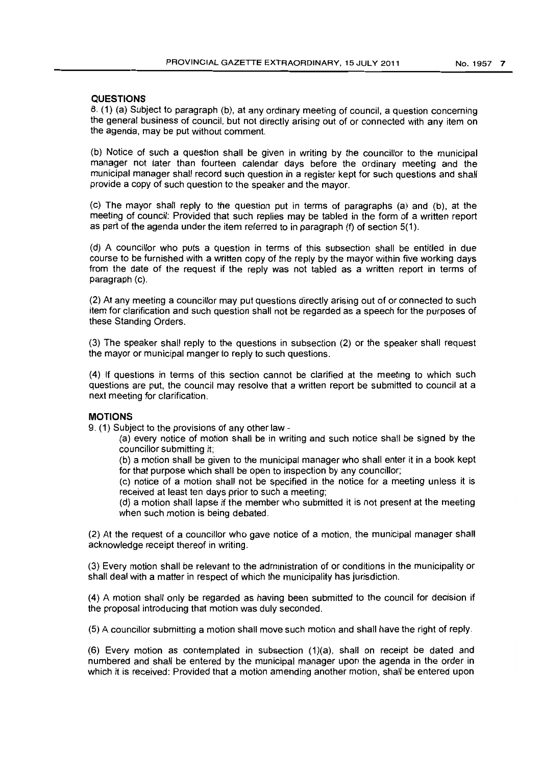## QUESTIONS

8. (1) (a) Subject to paragraph (b), at any ordinary meeting of council, a question concerning the general business of council, but not directly arising out of or connected with any item on the agenda, may be put without comment.

(b) Notice of such a question shall be given in writing by the councillor to the municipal manager not later than fourteen calendar days before the ordinary meeting and the municipal manager shall record such question in a register kept for such questions and shall provide a copy of such question to the speaker and the mayor.

(c) The mayor shall reply to the question put in terms of paragraphs (a) and (b), at the meeting of council: Provided that such replies may be tabled in the form of a written report as part of the agenda under the item referred to in paragraph (f) of section 5(1).

(d) A councillor who puts a question in terms of this subsection shall be entitled in due course to be furnished with a written copy of the reply by the mayor within five working days from the date of the request if the reply was not tabled as a written report in terms of paragraph (c).

(2) At any meeting a councillor may put questions directly arising out of or connected to such item for clarification and such question shall not be regarded as a speech for the purposes of these Standing Orders.

(3) The speaker shall reply to the questions in subsection (2) or the speaker shall request the mayor or municipal manger to reply to such questions.

(4) If questions in terms of this section cannot be clarified at the meeting to which such questions are put, the council may resolve that a written report be submitted to council at a next meeting for clarification.

## MOTIONS

9. (1) Subject to the provisions of any other law -

(a) every notice of motion shall be in writing and such notice shall be signed by the councillor submitting it;

(b) a motion shall be given to the municipal manager who shall enter it in a book kept for that purpose which shall be open to inspection by any councillor;

(c) notice of a motion shall not be specified in the notice for a meeting unless it is received at least ten days prior to such a meeting;

(d) a motion shall lapse if the member who submitted it is not present at the meeting when such motion is being debated.

(2) At the request of a councillor who gave notice of a motion, the municipal manager shall acknowledge receipt thereof in writing.

(3) Every motion shall be relevant to the administration of or conditions in the municipality or shall deal with a matter in respect of which the municipality has jurisdiction.

(4) A motion shall only be regarded as having been submitted to the council for decision if the proposal introducing that motion was duly seconded.

(5) A councillor submitting a motion shall move such motion and shall have the right of reply.

(6) Every motion as contemplated in subsection (1)(a), shall on receipt be dated and numbered and shall be entered by the municipal manager upon the agenda in the order in which it is received: Provided that a motion amending another motion, shall be entered upon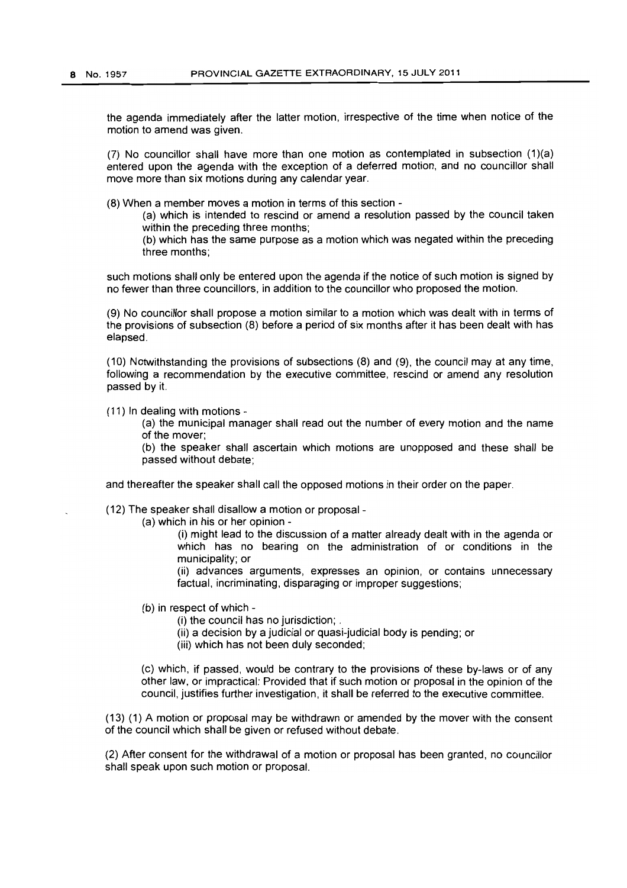the agenda immediately after the latter motion, irrespective of the time when notice of the motion to amend was given.

(7) No councillor shall have more than one motion as contemplated in subsection (1)(a) entered upon the agenda with the exception of a deferred motion, and no councillor shall move more than six motions during any calendar year.

(8) When a member moves a motion in terms of this section -

> (a) which is intended to rescind or amend a resolution passed by the council taken within the preceding three months;
>
> (b) which has the same purpose as a motion which was negated within the preceding three months;

such motions shall only be entered upon the agenda if the notice of such motion is signed by no fewer than three councillors, in addition to the councillor who proposed the motion.

(9) No councillor shall propose a motion similar to a motion which was dealt with in terms of the provisions of subsection (8) before a period of six months after it has been dealt with has elapsed.

(10) Notwithstanding the provisions of subsections (8) and (9), the council may at any time, following a recommendation by the executive committee, rescind or amend any resolution passed by it.

(11) In dealing with motions -

> (a) the municipal manager shall read out the number of every motion and the name of the mover;
>
> (b) the speaker shall ascertain which motions are unopposed and these shall be passed without debate;

and thereafter the speaker shall call the opposed motions in their order on the paper.

(12) The speaker shall disallow a motion or proposal -

> (a) which in his or her opinion -
>
> > (i) might lead to the discussion of a matter already dealt with in the agenda or which has no bearing on the administration of or conditions in the municipality; or
> >
> > (ii) advances arguments, expresses an opinion, or contains unnecessary factual, incriminating, disparaging or improper suggestions;
>
> (b) in respect of which -
>
> > (i) the council has no jurisdiction; .
> >
> > (ii) a decision by a judicial or quasi-judicial body is pending; or
> >
> > (iii) which has not been duly seconded;
>
> (c) which, if passed, would be contrary to the provisions of these by-laws or of any other law, or impractical: Provided that if such motion or proposal in the opinion of the council, justifies further investigation, it shall be referred to the executive committee.

(13) (1) A motion or proposal may be withdrawn or amended by the mover with the consent of the council which shall be given or refused without debate.

(2) After consent for the withdrawal of a motion or proposal has been granted, no councillor shall speak upon such motion or proposal.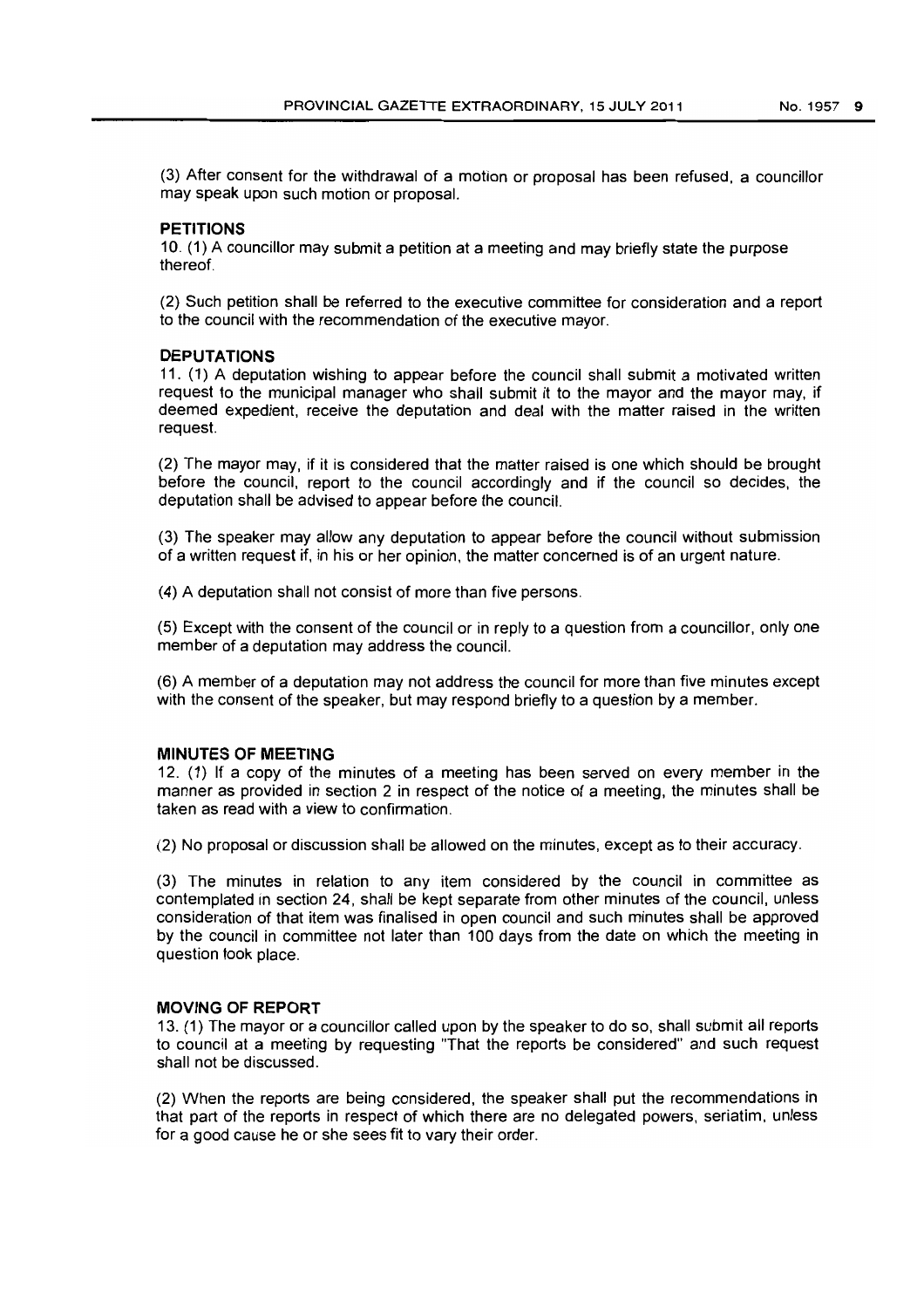(3) After consent for the withdrawal of a motion or proposal has been refused, a councillor may speak upon such motion or proposal.

### PETITIONS

10. (1) A councillor may submit a petition at a meeting and may briefly state the purpose thereof.

(2) Such petition shall be referred to the executive committee for consideration and a report to the council with the recommendation of the executive mayor.

### DEPUTATIONS

11. (1) A deputation wishing to appear before the council shall submit a motivated written request to the municipal manager who shall submit it to the mayor and the mayor may, if deemed expedient, receive the deputation and deal with the matter raised in the written request.

(2) The mayor may, if it is considered that the matter raised is one which should be brought before the council, report to the council accordingly and if the council so decides, the deputation shall be advised to appear before the council.

(3) The speaker may allow any deputation to appear before the council without submission of a written request if, in his or her opinion, the matter concerned is of an urgent nature.

(4) A deputation shall not consist of more than five persons.

(5) Except with the consent of the council or in reply to a question from a councillor, only one member of a deputation may address the council.

(6) A member of a deputation may not address the council for more than five minutes except with the consent of the speaker, but may respond briefly to a question by a member.

### MINUTES OF MEETING

12. (1) If a copy of the minutes of a meeting has been served on every member in the manner as provided in section 2 in respect of the notice of a meeting, the minutes shall be taken as read with a view to confirmation.

(2) No proposal or discussion shall be allowed on the minutes, except as to their accuracy.

(3) The minutes in relation to any item considered by the council in committee as contemplated in section 24, shall be kept separate from other minutes of the council, unless consideration of that item was finalised in open council and such minutes shall be approved by the council in committee not later than 100 days from the date on which the meeting in question took place.

### MOVING OF REPORT

13. (1) The mayor or a councillor called upon by the speaker to do so, shall submit all reports to council at a meeting by requesting "That the reports be considered" and such request shall not be discussed.

(2) When the reports are being considered, the speaker shall put the recommendations in that part of the reports in respect of which there are no delegated powers, seriatim, unless for a good cause he or she sees fit to vary their order.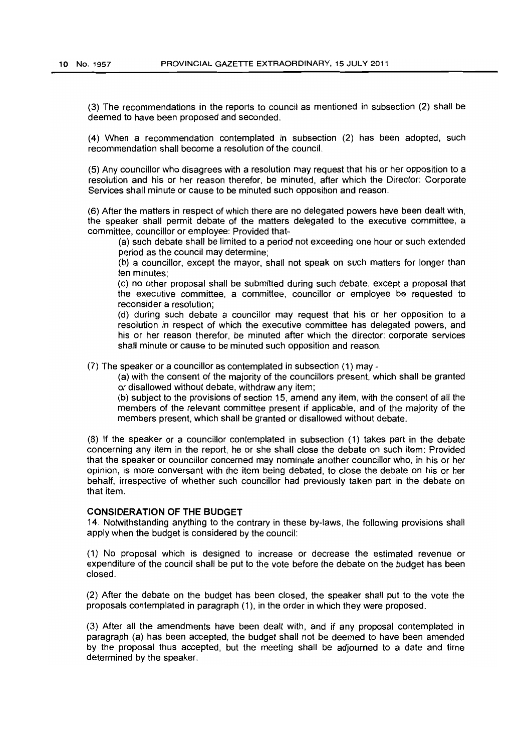(3) The recommendations in the reports to council as mentioned in subsection (2) shall be deemed to have been proposed and seconded.

(4) When a recommendation contemplated in subsection (2) has been adopted, such recommendation shall become a resolution of the council.

(5) Any councillor who disagrees with a resolution may request that his or her opposition to a resolution and his or her reason therefor, be minuted, after which the Director: Corporate Services shall minute or cause to be minuted such opposition and reason.

(6) After the matters in respect of which there are no delegated powers have been dealt with, the speaker shall permit debate of the matters delegated to the executive committee, a committee, councillor or employee: Provided that-

(a) such debate shall be limited to a period not exceeding one hour or such extended period as the council may determine;

(b) a councillor, except the mayor, shall not speak on such matters for longer than ten minutes;

(c) no other proposal shall be submitted during such debate, except a proposal that the executive committee, a committee, councillor or employee be requested to reconsider a resolution;

(d) during such debate a councillor may request that his or her opposition to a resolution in respect of which the executive committee has delegated powers, and his or her reason therefor, be minuted after which the director: corporate services shall minute or cause to be minuted such opposition and reason.

(7) The speaker or a councillor as contemplated in subsection (1) may -

(a) with the consent of the majority of the councillors present, which shall be granted or disallowed without debate, withdraw any item;

(b) subject to the provisions of section 15, amend any item, with the consent of all the members of the relevant committee present if applicable, and of the majority of the members present, which shall be granted or disallowed without debate.

(8) If the speaker or a councillor contemplated in subsection (1) takes part in the debate concerning any item in the report, he or she shall close the debate on such item: Provided that the speaker or councillor concerned may nominate another councillor who, in his or her opinion, is more conversant with the item being debated, to close the debate on his or her behalf, irrespective of whether such councillor had previously taken part in the debate on that item.

**CONSIDERATION OF THE BUDGET**

14. Notwithstanding anything to the contrary in these by-laws, the following provisions shall apply when the budget is considered by the council:

(1) No proposal which is designed to increase or decrease the estimated revenue or expenditure of the council shall be put to the vote before the debate on the budget has been closed.

(2) After the debate on the budget has been closed, the speaker shall put to the vote the proposals contemplated in paragraph (1), in the order in which they were proposed.

(3) After all the amendments have been dealt with, and if any proposal contemplated in paragraph (a) has been accepted, the budget shall not be deemed to have been amended by the proposal thus accepted, but the meeting shall be adjourned to a date and time determined by the speaker.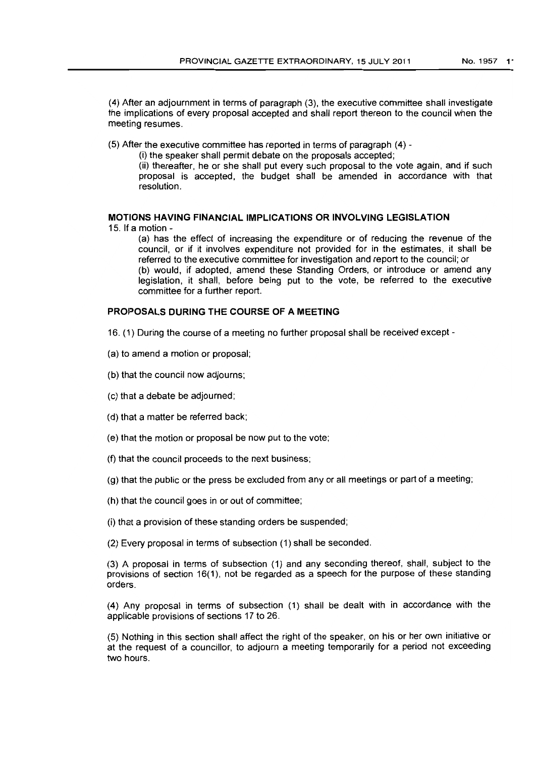(4) After an adjournment in terms of paragraph (3), the executive committee shall investigate the implications of every proposal accepted and shall report thereon to the council when the meeting resumes.

(5) After the executive committee has reported in terms of paragraph (4) -

(i) the speaker shall permit debate on the proposals accepted;

(ii) thereafter, he or she shall put every such proposal to the vote again, and if such proposal is accepted, the budget shall be amended in accordance with that resolution.

**MOTIONS HAVING FINANCIAL IMPLICATIONS OR INVOLVING LEGISLATION**

15. If a motion -

(a) has the effect of increasing the expenditure or of reducing the revenue of the council, or if it involves expenditure not provided for in the estimates, it shall be referred to the executive committee for investigation and report to the council; or

(b) would, if adopted, amend these Standing Orders, or introduce or amend any legislation, it shall, before being put to the vote, be referred to the executive committee for a further report.

**PROPOSALS DURING THE COURSE OF A MEETING**

16. (1) During the course of a meeting no further proposal shall be received except -

(a) to amend a motion or proposal;

(b) that the council now adjourns;

(c) that a debate be adjourned;

(d) that a matter be referred back;

(e) that the motion or proposal be now put to the vote;

(f) that the council proceeds to the next business;

(g) that the public or the press be excluded from any or all meetings or part of a meeting;

(h) that the council goes in or out of committee;

(i) that a provision of these standing orders be suspended;

(2) Every proposal in terms of subsection (1) shall be seconded.

(3) A proposal in terms of subsection (1) and any seconding thereof, shall, subject to the provisions of section 16(1), not be regarded as a speech for the purpose of these standing orders.

(4) Any proposal in terms of subsection (1) shall be dealt with in accordance with the applicable provisions of sections 17 to 26.

(5) Nothing in this section shall affect the right of the speaker, on his or her own initiative or at the request of a councillor, to adjourn a meeting temporarily for a period not exceeding two hours.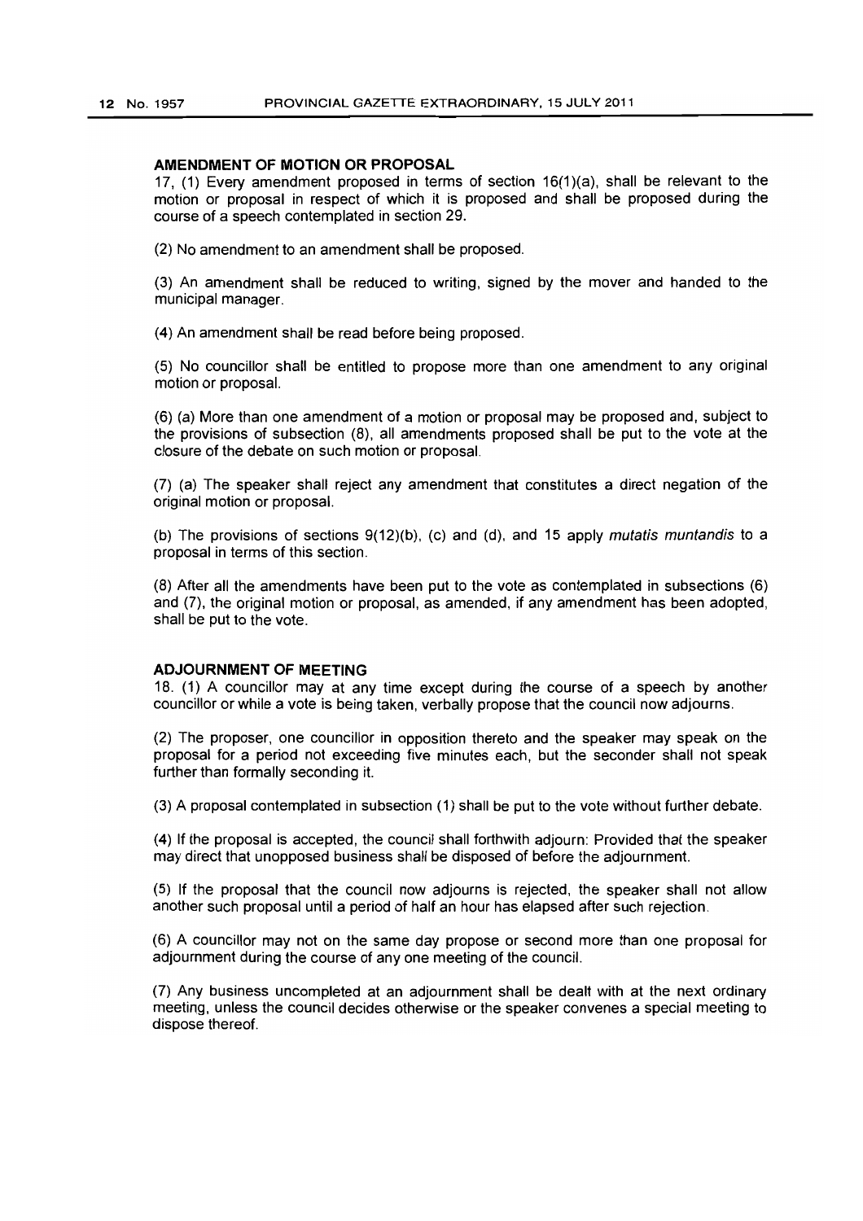### AMENDMENT OF MOTION OR PROPOSAL

17, (1) Every amendment proposed in terms of section 16(1)(a), shall be relevant to the motion or proposal in respect of which it is proposed and shall be proposed during the course of a speech contemplated in section 29.

(2) No amendment to an amendment shall be proposed.

(3) An amendment shall be reduced to writing, signed by the mover and handed to the municipal manager.

(4) An amendment shall be read before being proposed.

(5) No councillor shall be entitled to propose more than one amendment to any original motion or proposal.

(6) (a) More than one amendment of a motion or proposal may be proposed and, subject to the provisions of subsection (8), all amendments proposed shall be put to the vote at the closure of the debate on such motion or proposal.

(7) (a) The speaker shall reject any amendment that constitutes a direct negation of the original motion or proposal.

(b) The provisions of sections 9(12)(b), (c) and (d), and 15 apply *mutatis muntandis* to a proposal in terms of this section.

(8) After all the amendments have been put to the vote as contemplated in subsections (6) and (7), the original motion or proposal, as amended, if any amendment has been adopted, shall be put to the vote.

### ADJOURNMENT OF MEETING

18. (1) A councillor may at any time except during the course of a speech by another councillor or while a vote is being taken, verbally propose that the council now adjourns.

(2) The proposer, one councillor in opposition thereto and the speaker may speak on the proposal for a period not exceeding five minutes each, but the seconder shall not speak further than formally seconding it.

(3) A proposal contemplated in subsection (1) shall be put to the vote without further debate.

(4) If the proposal is accepted, the council shall forthwith adjourn: Provided that the speaker may direct that unopposed business shall be disposed of before the adjournment.

(5) If the proposal that the council now adjourns is rejected, the speaker shall not allow another such proposal until a period of half an hour has elapsed after such rejection.

(6) A councillor may not on the same day propose or second more than one proposal for adjournment during the course of any one meeting of the council.

(7) Any business uncompleted at an adjournment shall be dealt with at the next ordinary meeting, unless the council decides otherwise or the speaker convenes a special meeting to dispose thereof.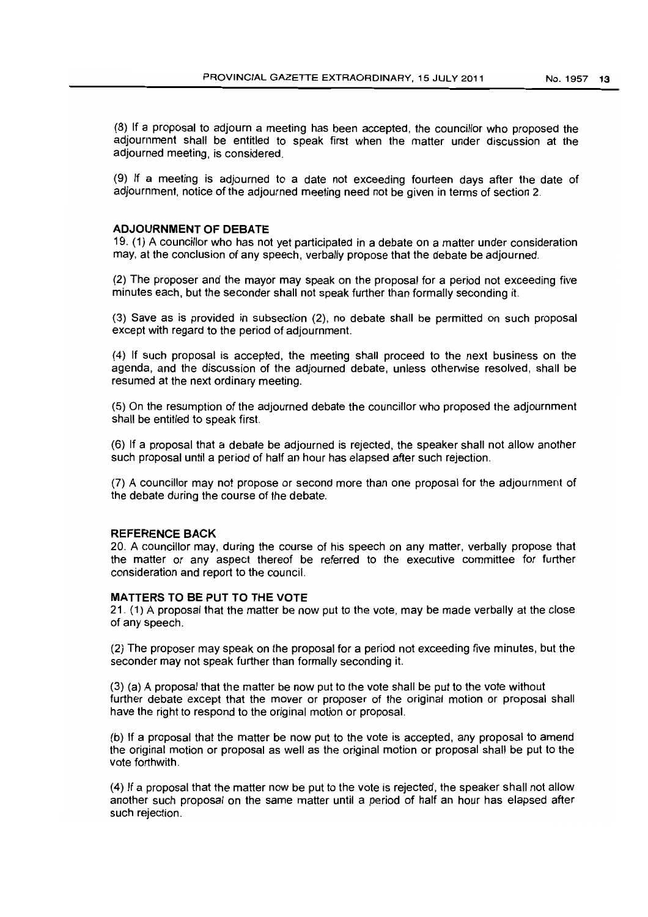(8) If a proposal to adjourn a meeting has been accepted, the councillor who proposed the adjournment shall be entitled to speak first when the matter under discussion at the adjourned meeting, is considered.

(9) If a meeting is adjourned to a date not exceeding fourteen days after the date of adjournment, notice of the adjourned meeting need not be given in terms of section 2.

**ADJOURNMENT OF DEBATE**

19. (1) A councillor who has not yet participated in a debate on a matter under consideration may, at the conclusion of any speech, verbally propose that the debate be adjourned.

(2) The proposer and the mayor may speak on the proposal for a period not exceeding five minutes each, but the seconder shall not speak further than formally seconding it.

(3) Save as is provided in subsection (2), no debate shall be permitted on such proposal except with regard to the period of adjournment.

(4) If such proposal is accepted, the meeting shall proceed to the next business on the agenda, and the discussion of the adjourned debate, unless otherwise resolved, shall be resumed at the next ordinary meeting.

(5) On the resumption of the adjourned debate the councillor who proposed the adjournment shall be entitled to speak first.

(6) If a proposal that a debate be adjourned is rejected, the speaker shall not allow another such proposal until a period of half an hour has elapsed after such rejection.

(7) A councillor may not propose or second more than one proposal for the adjournment of the debate during the course of the debate.

**REFERENCE BACK**

20. A councillor may, during the course of his speech on any matter, verbally propose that the matter or any aspect thereof be referred to the executive committee for further consideration and report to the council.

**MATTERS TO BE PUT TO THE VOTE**

21. (1) A proposal that the matter be now put to the vote, may be made verbally at the close of any speech.

(2) The proposer may speak on the proposal for a period not exceeding five minutes, but the seconder may not speak further than formally seconding it.

(3) (a) A proposal that the matter be now put to the vote shall be put to the vote without further debate except that the mover or proposer of the original motion or proposal shall have the right to respond to the original motion or proposal.

(b) If a proposal that the matter be now put to the vote is accepted, any proposal to amend the original motion or proposal as well as the original motion or proposal shall be put to the vote forthwith.

(4) If a proposal that the matter now be put to the vote is rejected, the speaker shall not allow another such proposal on the same matter until a period of half an hour has elapsed after such rejection.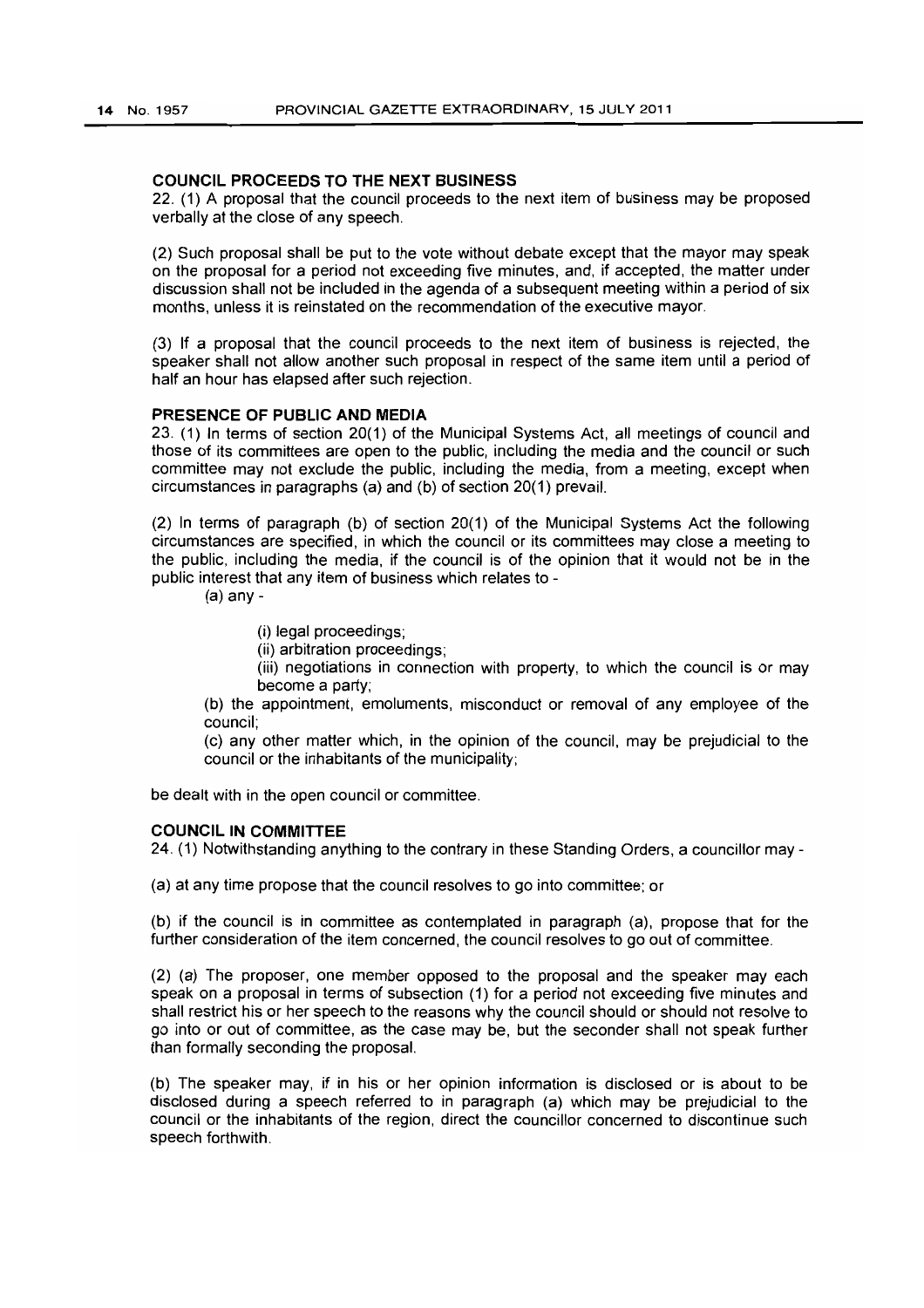## COUNCIL PROCEEDS TO THE NEXT BUSINESS

22. (1) A proposal that the council proceeds to the next item of business may be proposed verbally at the close of any speech.

(2) Such proposal shall be put to the vote without debate except that the mayor may speak on the proposal for a period not exceeding five minutes, and, if accepted, the matter under discussion shall not be included in the agenda of a subsequent meeting within a period of six months, unless it is reinstated on the recommendation of the executive mayor.

(3) If a proposal that the council proceeds to the next item of business is rejected, the speaker shall not allow another such proposal in respect of the same item until a period of half an hour has elapsed after such rejection.

## PRESENCE OF PUBLIC AND MEDIA

23. (1) In terms of section 20(1) of the Municipal Systems Act, all meetings of council and those of its committees are open to the public, including the media and the council or such committee may not exclude the public, including the media, from a meeting, except when circumstances in paragraphs (a) and (b) of section 20(1) prevail.

(2) In terms of paragraph (b) of section 20(1) of the Municipal Systems Act the following circumstances are specified, in which the council or its committees may close a meeting to the public, including the media, if the council is of the opinion that it would not be in the public interest that any item of business which relates to -

(a) any -

(i) legal proceedings;

(ii) arbitration proceedings;

(iii) negotiations in connection with property, to which the council is or may become a party;

(b) the appointment, emoluments, misconduct or removal of any employee of the council;

(c) any other matter which, in the opinion of the council, may be prejudicial to the council or the inhabitants of the municipality;

be dealt with in the open council or committee.

## COUNCIL IN COMMITTEE

24. (1) Notwithstanding anything to the contrary in these Standing Orders, a councillor may -

(a) at any time propose that the council resolves to go into committee; or

(b) if the council is in committee as contemplated in paragraph (a), propose that for the further consideration of the item concerned, the council resolves to go out of committee.

(2) (a) The proposer, one member opposed to the proposal and the speaker may each speak on a proposal in terms of subsection (1) for a period not exceeding five minutes and shall restrict his or her speech to the reasons why the council should or should not resolve to go into or out of committee, as the case may be, but the seconder shall not speak further than formally seconding the proposal.

(b) The speaker may, if in his or her opinion information is disclosed or is about to be disclosed during a speech referred to in paragraph (a) which may be prejudicial to the council or the inhabitants of the region, direct the councillor concerned to discontinue such speech forthwith.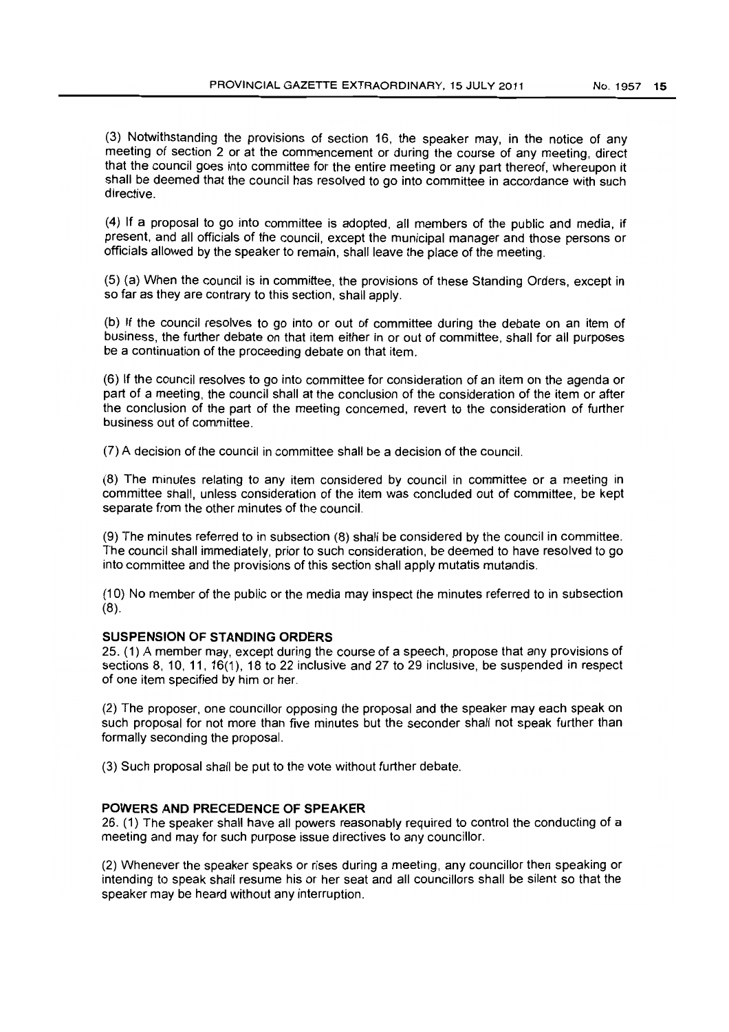(3) Notwithstanding the provisions of section 16, the speaker may, in the notice of any meeting of section 2 or at the commencement or during the course of any meeting, direct that the council goes into committee for the entire meeting or any part thereof, whereupon it shall be deemed that the council has resolved to go into committee in accordance with such directive.

(4) If a proposal to go into committee is adopted, all members of the public and media, if present, and all officials of the council, except the municipal manager and those persons or officials allowed by the speaker to remain, shall leave the place of the meeting.

(5) (a) When the council is in committee, the provisions of these Standing Orders, except in so far as they are contrary to this section, shall apply.

(b) If the council resolves to go into or out of committee during the debate on an item of business, the further debate on that item either in or out of committee, shall for all purposes be a continuation of the proceeding debate on that item.

(6) If the council resolves to go into committee for consideration of an item on the agenda or part of a meeting, the council shall at the conclusion of the consideration of the item or after the conclusion of the part of the meeting concerned, revert to the consideration of further business out of committee.

(7) A decision of the council in committee shall be a decision of the council.

(8) The minutes relating to any item considered by council in committee or a meeting in committee shall, unless consideration of the item was concluded out of committee, be kept separate from the other minutes of the council.

(9) The minutes referred to in subsection (8) shall be considered by the council in committee. The council shall immediately, prior to such consideration, be deemed to have resolved to go into committee and the provisions of this section shall apply mutatis mutandis.

(10) No member of the public or the media may inspect the minutes referred to in subsection (8).

**SUSPENSION OF STANDING ORDERS**

25. (1) A member may, except during the course of a speech, propose that any provisions of sections 8, 10, 11, 16(1), 18 to 22 inclusive and 27 to 29 inclusive, be suspended in respect of one item specified by him or her.

(2) The proposer, one councillor opposing the proposal and the speaker may each speak on such proposal for not more than five minutes but the seconder shall not speak further than formally seconding the proposal.

(3) Such proposal shall be put to the vote without further debate.

**POWERS AND PRECEDENCE OF SPEAKER**

26. (1) The speaker shall have all powers reasonably required to control the conducting of a meeting and may for such purpose issue directives to any councillor.

(2) Whenever the speaker speaks or rises during a meeting, any councillor then speaking or intending to speak shall resume his or her seat and all councillors shall be silent so that the speaker may be heard without any interruption.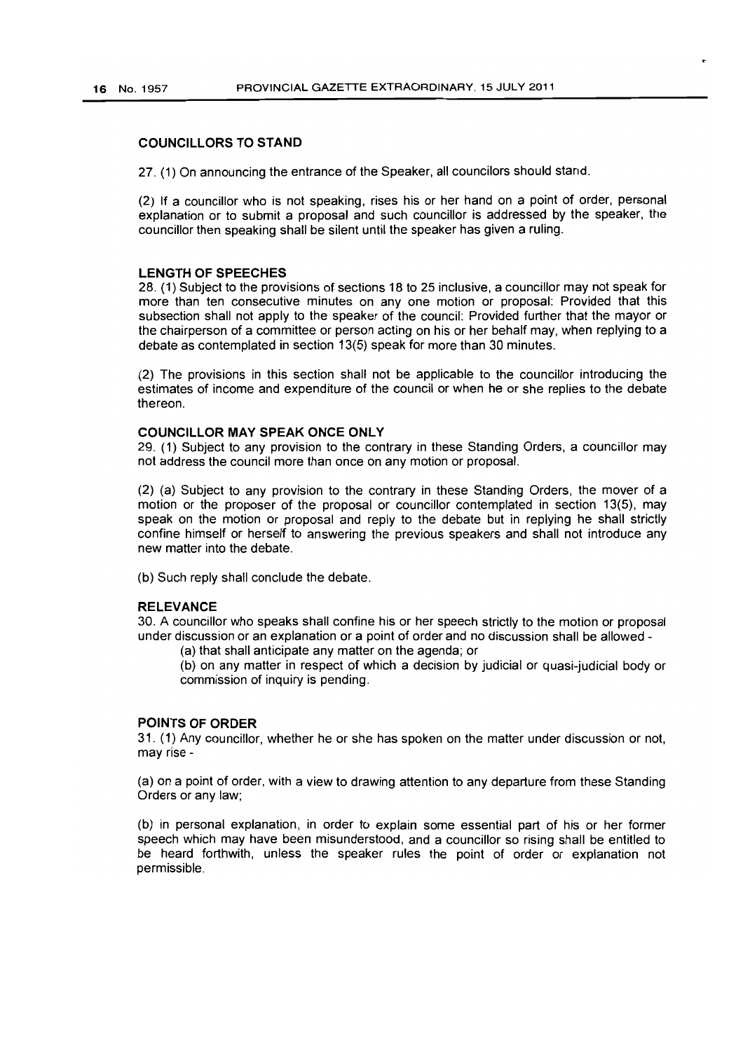### COUNCILLORS TO STAND

27. (1) On announcing the entrance of the Speaker, all councilors should stand.

(2) If a councillor who is not speaking, rises his or her hand on a point of order, personal explanation or to submit a proposal and such councillor is addressed by the speaker, the councillor then speaking shall be silent until the speaker has given a ruling.

### LENGTH OF SPEECHES

28. (1) Subject to the provisions of sections 18 to 25 inclusive, a councillor may not speak for more than ten consecutive minutes on any one motion or proposal: Provided that this subsection shall not apply to the speaker of the council: Provided further that the mayor or the chairperson of a committee or person acting on his or her behalf may, when replying to a debate as contemplated in section 13(5) speak for more than 30 minutes.

(2) The provisions in this section shall not be applicable to the councillor introducing the estimates of income and expenditure of the council or when he or she replies to the debate thereon.

### COUNCILLOR MAY SPEAK ONCE ONLY

29. (1) Subject to any provision to the contrary in these Standing Orders, a councillor may not address the council more than once on any motion or proposal.

(2) (a) Subject to any provision to the contrary in these Standing Orders, the mover of a motion or the proposer of the proposal or councillor contemplated in section 13(5), may speak on the motion or proposal and reply to the debate but in replying he shall strictly confine himself or herself to answering the previous speakers and shall not introduce any new matter into the debate.

(b) Such reply shall conclude the debate.

### RELEVANCE

30. A councillor who speaks shall confine his or her speech strictly to the motion or proposal under discussion or an explanation or a point of order and no discussion shall be allowed -

(a) that shall anticipate any matter on the agenda; or

(b) on any matter in respect of which a decision by judicial or quasi-judicial body or commission of inquiry is pending.

### POINTS OF ORDER

31. (1) Any councillor, whether he or she has spoken on the matter under discussion or not, may rise -

(a) on a point of order, with a view to drawing attention to any departure from these Standing Orders or any law;

(b) in personal explanation, in order to explain some essential part of his or her former speech which may have been misunderstood, and a councillor so rising shall be entitled to be heard forthwith, unless the speaker rules the point of order or explanation not permissible.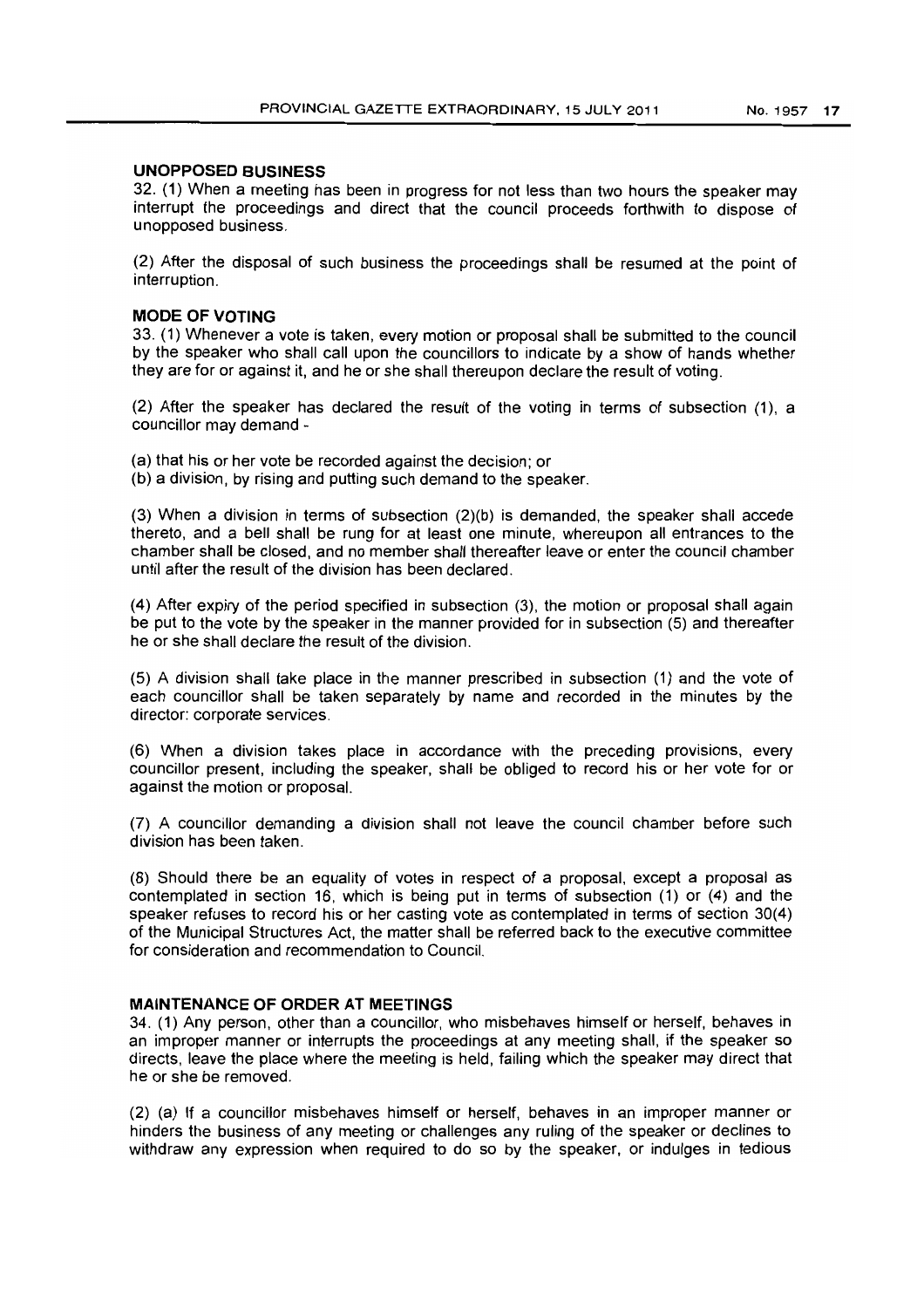#### UNOPPOSED BUSINESS

32. (1) When a meeting has been in progress for not less than two hours the speaker may interrupt the proceedings and direct that the council proceeds forthwith to dispose of unopposed business.

(2) After the disposal of such business the proceedings shall be resumed at the point of interruption.

#### MODE OF VOTING

33. (1) Whenever a vote is taken, every motion or proposal shall be submitted to the council by the speaker who shall call upon the councillors to indicate by a show of hands whether they are for or against it, and he or she shall thereupon declare the result of voting.

(2) After the speaker has declared the result of the voting in terms of subsection (1), a councillor may demand -

(a) that his or her vote be recorded against the decision; or
(b) a division, by rising and putting such demand to the speaker.

(3) When a division in terms of subsection (2)(b) is demanded, the speaker shall accede thereto, and a bell shall be rung for at least one minute, whereupon all entrances to the chamber shall be closed, and no member shall thereafter leave or enter the council chamber until after the result of the division has been declared.

(4) After expiry of the period specified in subsection (3), the motion or proposal shall again be put to the vote by the speaker in the manner provided for in subsection (5) and thereafter he or she shall declare the result of the division.

(5) A division shall take place in the manner prescribed in subsection (1) and the vote of each councillor shall be taken separately by name and recorded in the minutes by the director: corporate services.

(6) When a division takes place in accordance with the preceding provisions, every councillor present, including the speaker, shall be obliged to record his or her vote for or against the motion or proposal.

(7) A councillor demanding a division shall not leave the council chamber before such division has been taken.

(8) Should there be an equality of votes in respect of a proposal, except a proposal as contemplated in section 16, which is being put in terms of subsection (1) or (4) and the speaker refuses to record his or her casting vote as contemplated in terms of section 30(4) of the Municipal Structures Act, the matter shall be referred back to the executive committee for consideration and recommendation to Council.

#### MAINTENANCE OF ORDER AT MEETINGS

34. (1) Any person, other than a councillor, who misbehaves himself or herself, behaves in an improper manner or interrupts the proceedings at any meeting shall, if the speaker so directs, leave the place where the meeting is held, failing which the speaker may direct that he or she be removed.

(2) (a) If a councillor misbehaves himself or herself, behaves in an improper manner or hinders the business of any meeting or challenges any ruling of the speaker or declines to withdraw any expression when required to do so by the speaker, or indulges in tedious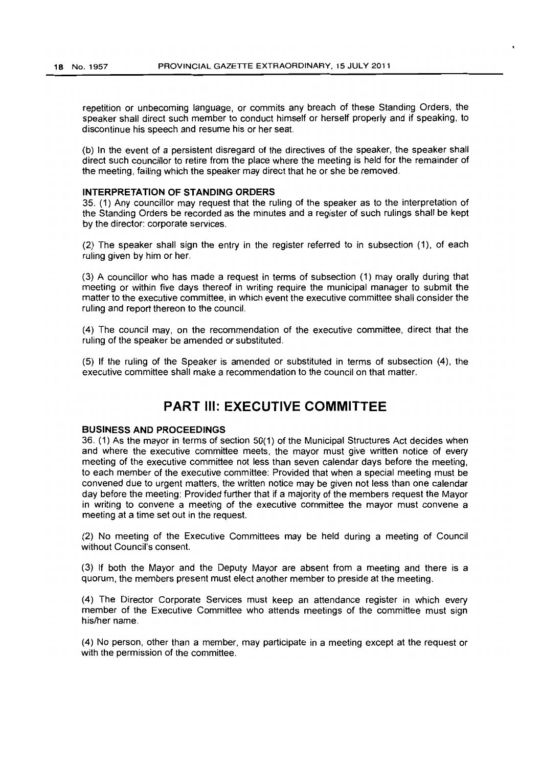repetition or unbecoming language, or commits any breach of these Standing Orders, the speaker shall direct such member to conduct himself or herself properly and if speaking, to discontinue his speech and resume his or her seat.

(b) In the event of a persistent disregard of the directives of the speaker, the speaker shall direct such councillor to retire from the place where the meeting is held for the remainder of the meeting, failing which the speaker may direct that he or she be removed.

### INTERPRETATION OF STANDING ORDERS

35. (1) Any councillor may request that the ruling of the speaker as to the interpretation of the Standing Orders be recorded as the minutes and a register of such rulings shall be kept by the director: corporate services.

(2) The speaker shall sign the entry in the register referred to in subsection (1), of each ruling given by him or her.

(3) A councillor who has made a request in terms of subsection (1) may orally during that meeting or within five days thereof in writing require the municipal manager to submit the matter to the executive committee, in which event the executive committee shall consider the ruling and report thereon to the council.

(4) The council may, on the recommendation of the executive committee, direct that the ruling of the speaker be amended or substituted.

(5) If the ruling of the Speaker is amended or substituted in terms of subsection (4), the executive committee shall make a recommendation to the council on that matter.

## PART III: EXECUTIVE COMMITTEE

### BUSINESS AND PROCEEDINGS

36. (1) As the mayor in terms of section 50(1) of the Municipal Structures Act decides when and where the executive committee meets, the mayor must give written notice of every meeting of the executive committee not less than seven calendar days before the meeting, to each member of the executive committee: Provided that when a special meeting must be convened due to urgent matters, the written notice may be given not less than one calendar day before the meeting: Provided further that if a majority of the members request the Mayor in writing to convene a meeting of the executive committee the mayor must convene a meeting at a time set out in the request.

(2) No meeting of the Executive Committees may be held during a meeting of Council without Council's consent.

(3) If both the Mayor and the Deputy Mayor are absent from a meeting and there is a quorum, the members present must elect another member to preside at the meeting.

(4) The Director Corporate Services must keep an attendance register in which every member of the Executive Committee who attends meetings of the committee must sign his/her name.

(4) No person, other than a member, may participate in a meeting except at the request or with the permission of the committee.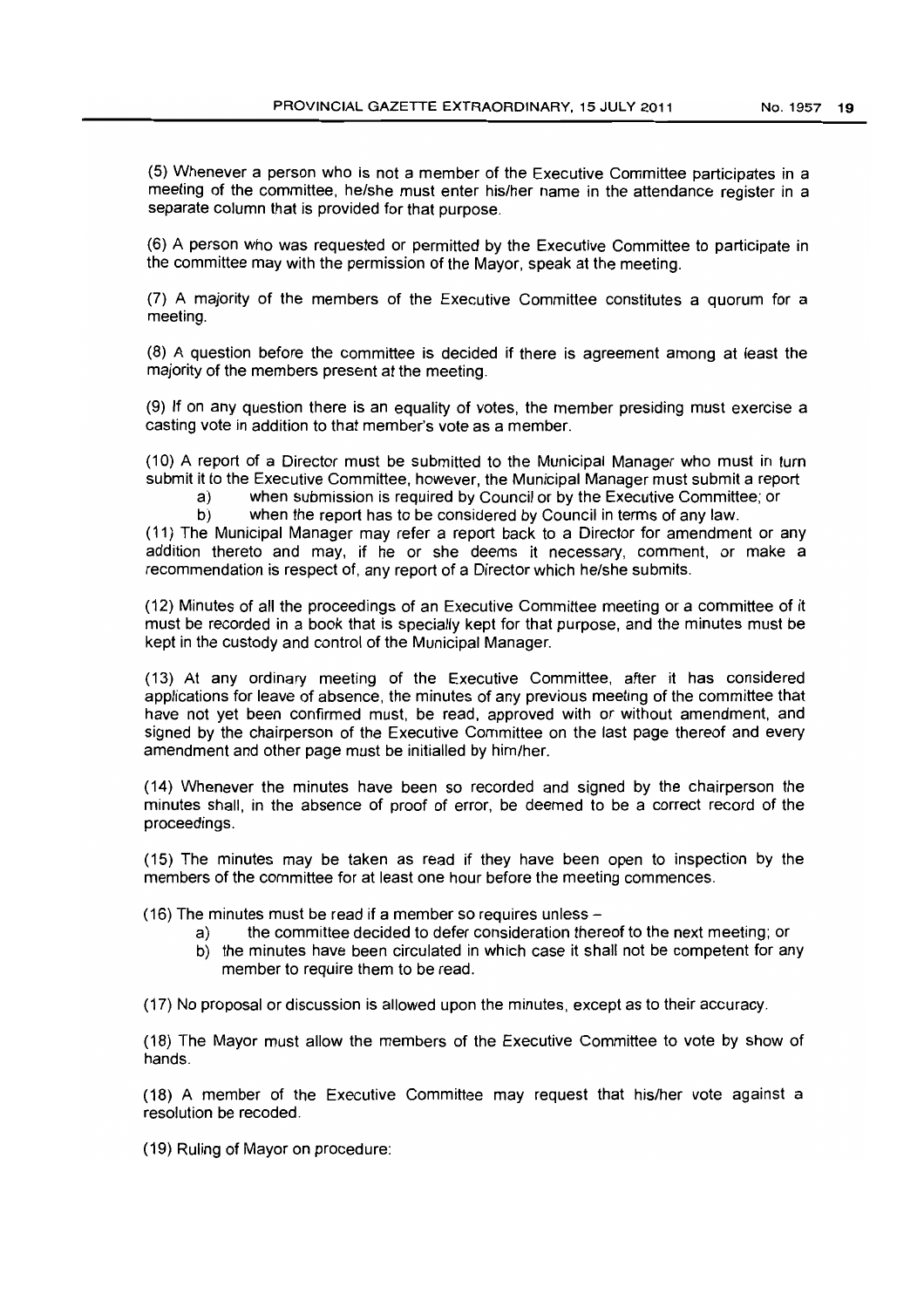(5) Whenever a person who is not a member of the Executive Committee participates in a meeting of the committee, he/she must enter his/her name in the attendance register in a separate column that is provided for that purpose.

(6) A person who was requested or permitted by the Executive Committee to participate in the committee may with the permission of the Mayor, speak at the meeting.

(7) A majority of the members of the Executive Committee constitutes a quorum for a meeting.

(8) A question before the committee is decided if there is agreement among at least the majority of the members present at the meeting.

(9) If on any question there is an equality of votes, the member presiding must exercise a casting vote in addition to that member's vote as a member.

(10) A report of a Director must be submitted to the Municipal Manager who must in turn submit it to the Executive Committee, however, the Municipal Manager must submit a report

a) when submission is required by Council or by the Executive Committee; or

b) when the report has to be considered by Council in terms of any law.

(11) The Municipal Manager may refer a report back to a Director for amendment or any addition thereto and may, if he or she deems it necessary, comment, or make a recommendation is respect of, any report of a Director which he/she submits.

(12) Minutes of all the proceedings of an Executive Committee meeting or a committee of it must be recorded in a book that is specially kept for that purpose, and the minutes must be kept in the custody and control of the Municipal Manager.

(13) At any ordinary meeting of the Executive Committee, after it has considered applications for leave of absence, the minutes of any previous meeting of the committee that have not yet been confirmed must, be read, approved with or without amendment, and signed by the chairperson of the Executive Committee on the last page thereof and every amendment and other page must be initialled by him/her.

(14) Whenever the minutes have been so recorded and signed by the chairperson the minutes shall, in the absence of proof of error, be deemed to be a correct record of the proceedings.

(15) The minutes may be taken as read if they have been open to inspection by the members of the committee for at least one hour before the meeting commences.

(16) The minutes must be read if a member so requires unless –

a) the committee decided to defer consideration thereof to the next meeting; or

b) the minutes have been circulated in which case it shall not be competent for any member to require them to be read.

(17) No proposal or discussion is allowed upon the minutes, except as to their accuracy.

(18) The Mayor must allow the members of the Executive Committee to vote by show of hands.

(18) A member of the Executive Committee may request that his/her vote against a resolution be recoded.

(19) Ruling of Mayor on procedure: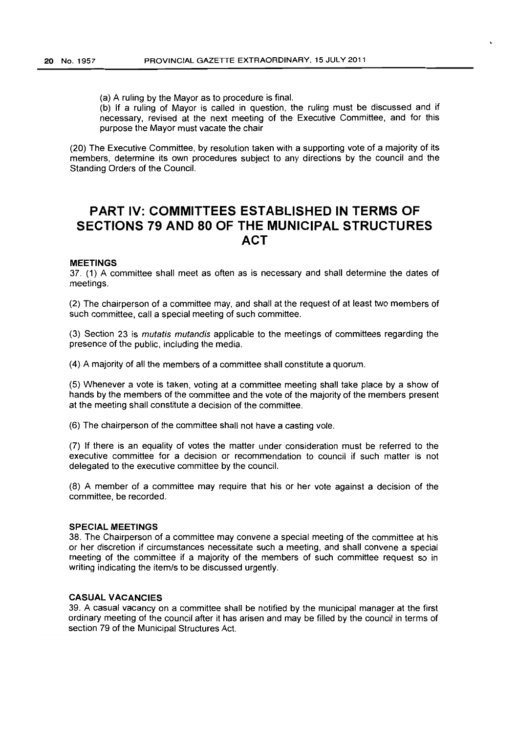(a) A ruling by the Mayor as to procedure is final.

(b) If a ruling of Mayor is called in question, the ruling must be discussed and if necessary, revised at the next meeting of the Executive Committee, and for this purpose the Mayor must vacate the chair

(20) The Executive Committee, by resolution taken with a supporting vote of a majority of its members, determine its own procedures subject to any directions by the council and the Standing Orders of the Council.

## PART IV: COMMITTEES ESTABLISHED IN TERMS OF SECTIONS 79 AND 80 OF THE MUNICIPAL STRUCTURES ACT

**MEETINGS**

37. (1) A committee shall meet as often as is necessary and shall determine the dates of meetings.

(2) The chairperson of a committee may, and shall at the request of at least two members of such committee, call a special meeting of such committee.

(3) Section 23 is *mutatis mutandis* applicable to the meetings of committees regarding the presence of the public, including the media.

(4) A majority of all the members of a committee shall constitute a quorum.

(5) Whenever a vote is taken, voting at a committee meeting shall take place by a show of hands by the members of the committee and the vote of the majority of the members present at the meeting shall constitute a decision of the committee.

(6) The chairperson of the committee shall not have a casting vote.

(7) If there is an equality of votes the matter under consideration must be referred to the executive committee for a decision or recommendation to council if such matter is not delegated to the executive committee by the council.

(8) A member of a committee may require that his or her vote against a decision of the committee, be recorded.

**SPECIAL MEETINGS**

38. The Chairperson of a committee may convene a special meeting of the committee at his or her discretion if circumstances necessitate such a meeting, and shall convene a special meeting of the committee if a majority of the members of such committee request so in writing indicating the item/s to be discussed urgently.

**CASUAL VACANCIES**

39. A casual vacancy on a committee shall be notified by the municipal manager at the first ordinary meeting of the council after it has arisen and may be filled by the council in terms of section 79 of the Municipal Structures Act.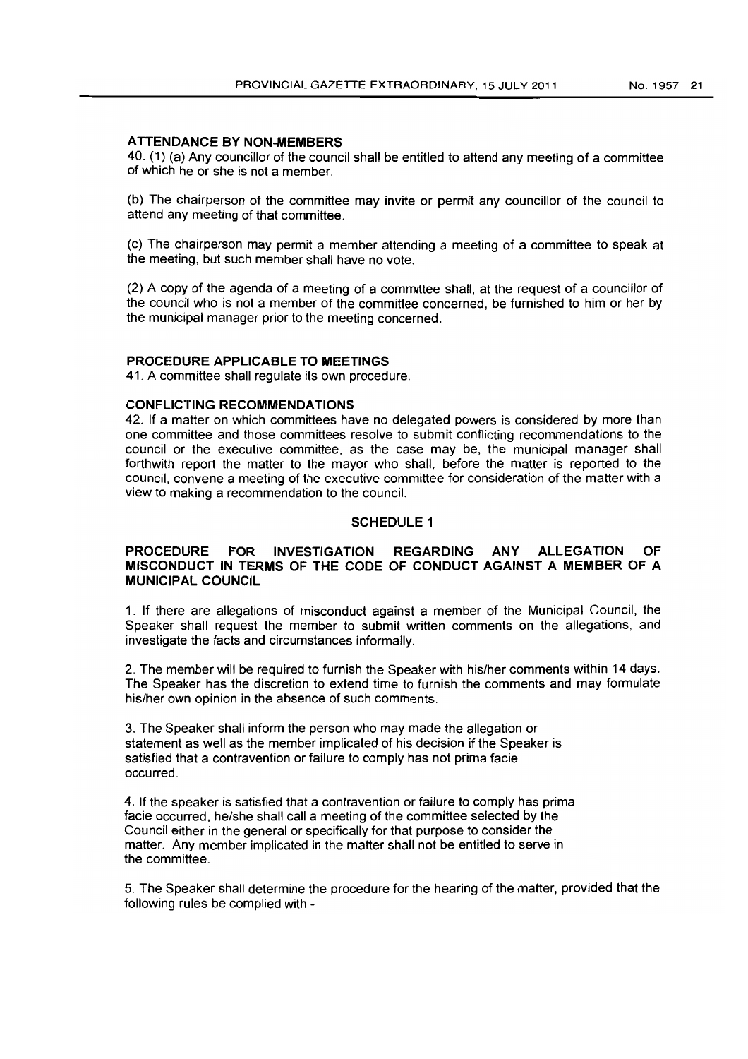**ATTENDANCE BY NON-MEMBERS**

40. (1) (a) Any councillor of the council shall be entitled to attend any meeting of a committee of which he or she is not a member.

(b) The chairperson of the committee may invite or permit any councillor of the council to attend any meeting of that committee.

(c) The chairperson may permit a member attending a meeting of a committee to speak at the meeting, but such member shall have no vote.

(2) A copy of the agenda of a meeting of a committee shall, at the request of a councillor of the council who is not a member of the committee concerned, be furnished to him or her by the municipal manager prior to the meeting concerned.

**PROCEDURE APPLICABLE TO MEETINGS**

41. A committee shall regulate its own procedure.

**CONFLICTING RECOMMENDATIONS**

42. If a matter on which committees have no delegated powers is considered by more than one committee and those committees resolve to submit conflicting recommendations to the council or the executive committee, as the case may be, the municipal manager shall forthwith report the matter to the mayor who shall, before the matter is reported to the council, convene a meeting of the executive committee for consideration of the matter with a view to making a recommendation to the council.

## SCHEDULE 1

**PROCEDURE FOR INVESTIGATION REGARDING ANY ALLEGATION OF MISCONDUCT IN TERMS OF THE CODE OF CONDUCT AGAINST A MEMBER OF A MUNICIPAL COUNCIL**

1. If there are allegations of misconduct against a member of the Municipal Council, the Speaker shall request the member to submit written comments on the allegations, and investigate the facts and circumstances informally.

2. The member will be required to furnish the Speaker with his/her comments within 14 days. The Speaker has the discretion to extend time to furnish the comments and may formulate his/her own opinion in the absence of such comments.

3. The Speaker shall inform the person who may made the allegation or statement as well as the member implicated of his decision if the Speaker is satisfied that a contravention or failure to comply has not prima facie occurred.

4. If the speaker is satisfied that a contravention or failure to comply has prima facie occurred, he/she shall call a meeting of the committee selected by the Council either in the general or specifically for that purpose to consider the matter. Any member implicated in the matter shall not be entitled to serve in the committee.

5. The Speaker shall determine the procedure for the hearing of the matter, provided that the following rules be complied with -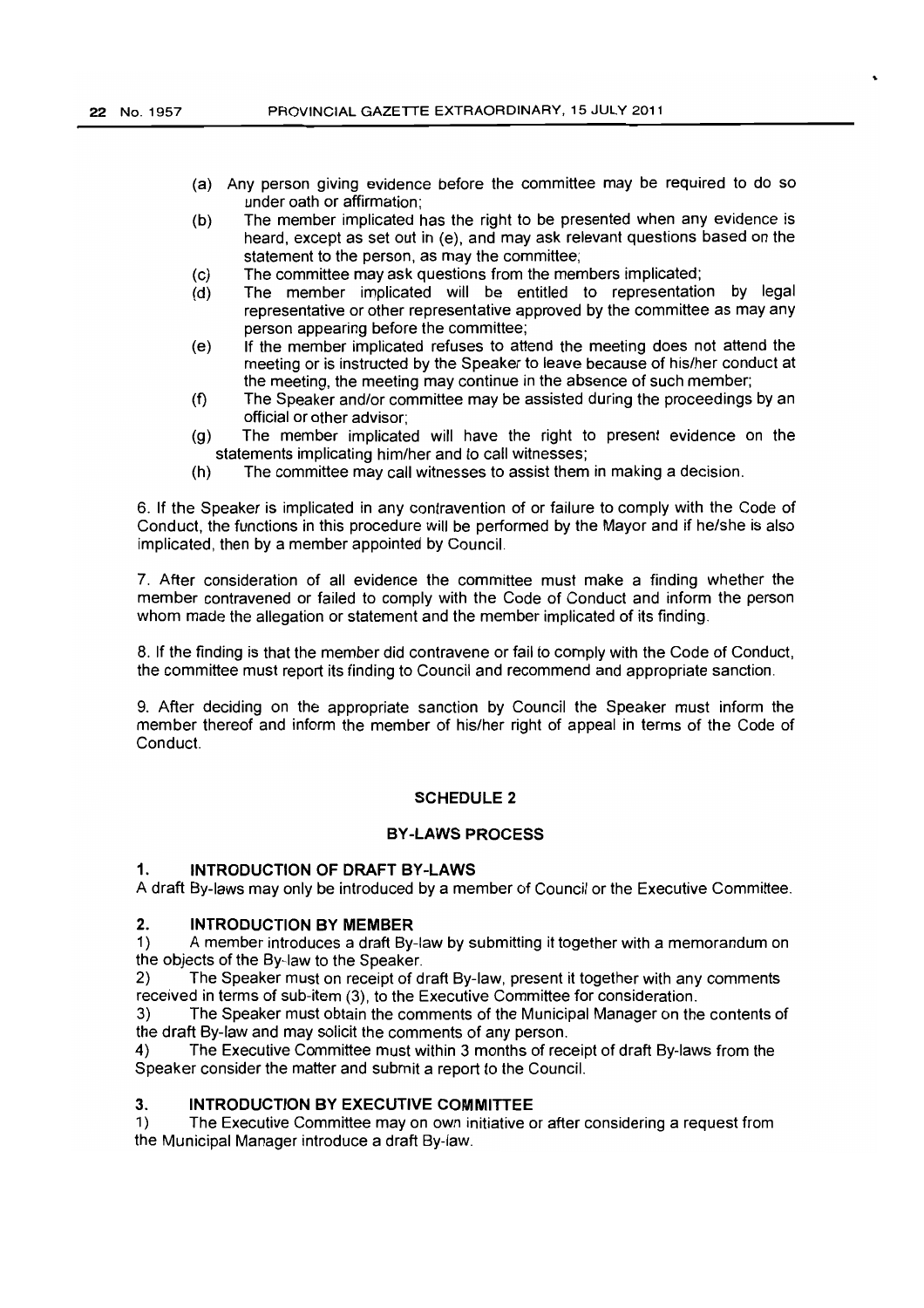(a) Any person giving evidence before the committee may be required to do so under oath or affirmation;

(b) The member implicated has the right to be presented when any evidence is heard, except as set out in (e), and may ask relevant questions based on the statement to the person, as may the committee;

(c) The committee may ask questions from the members implicated;

(d) The member implicated will be entitled to representation by legal representative or other representative approved by the committee as may any person appearing before the committee;

(e) If the member implicated refuses to attend the meeting does not attend the meeting or is instructed by the Speaker to leave because of his/her conduct at the meeting, the meeting may continue in the absence of such member;

(f) The Speaker and/or committee may be assisted during the proceedings by an official or other advisor;

(g) The member implicated will have the right to present evidence on the statements implicating him/her and to call witnesses;

(h) The committee may call witnesses to assist them in making a decision.

6. If the Speaker is implicated in any contravention of or failure to comply with the Code of Conduct, the functions in this procedure will be performed by the Mayor and if he/she is also implicated, then by a member appointed by Council.

7. After consideration of all evidence the committee must make a finding whether the member contravened or failed to comply with the Code of Conduct and inform the person whom made the allegation or statement and the member implicated of its finding.

8. If the finding is that the member did contravene or fail to comply with the Code of Conduct, the committee must report its finding to Council and recommend and appropriate sanction.

9. After deciding on the appropriate sanction by Council the Speaker must inform the member thereof and inform the member of his/her right of appeal in terms of the Code of Conduct.

## SCHEDULE 2

## BY-LAWS PROCESS

### 1. INTRODUCTION OF DRAFT BY-LAWS

A draft By-laws may only be introduced by a member of Council or the Executive Committee.

### 2. INTRODUCTION BY MEMBER

1) A member introduces a draft By-law by submitting it together with a memorandum on the objects of the By-law to the Speaker.

2) The Speaker must on receipt of draft By-law, present it together with any comments received in terms of sub-item (3), to the Executive Committee for consideration.

3) The Speaker must obtain the comments of the Municipal Manager on the contents of the draft By-law and may solicit the comments of any person.

4) The Executive Committee must within 3 months of receipt of draft By-laws from the Speaker consider the matter and submit a report to the Council.

### 3. INTRODUCTION BY EXECUTIVE COMMITTEE

1) The Executive Committee may on own initiative or after considering a request from the Municipal Manager introduce a draft By-law.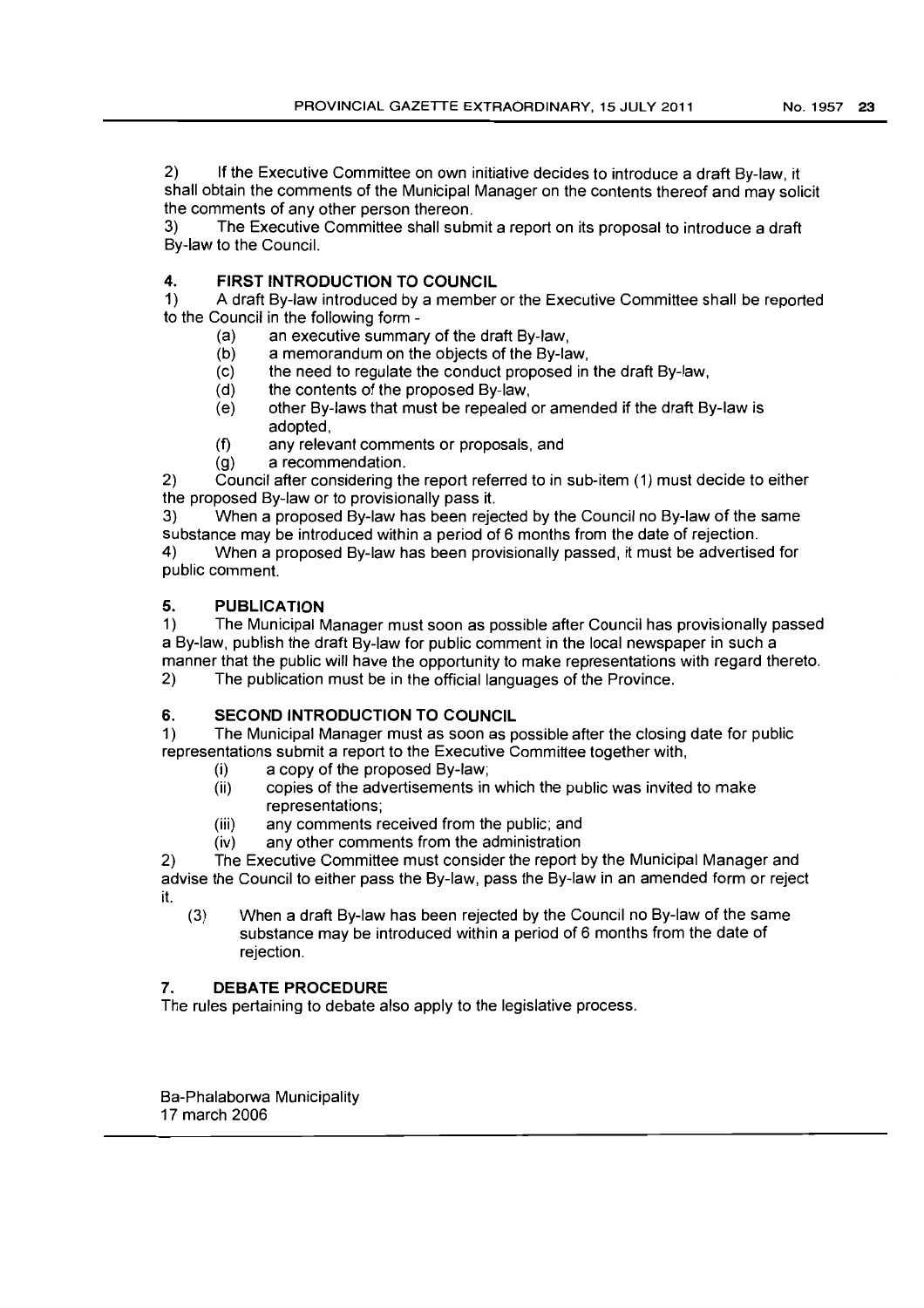2) If the Executive Committee on own initiative decides to introduce a draft By-law, it shall obtain the comments of the Municipal Manager on the contents thereof and may solicit the comments of any other person thereon.

3) The Executive Committee shall submit a report on its proposal to introduce a draft By-law to the Council.

## 4. FIRST INTRODUCTION TO COUNCIL

1) A draft By-law introduced by a member or the Executive Committee shall be reported to the Council in the following form -

(a) an executive summary of the draft By-law,
(b) a memorandum on the objects of the By-law,
(c) the need to regulate the conduct proposed in the draft By-law,
(d) the contents of the proposed By-law,
(e) other By-laws that must be repealed or amended if the draft By-law is adopted,
(f) any relevant comments or proposals, and
(g) a recommendation.

2) Council after considering the report referred to in sub-item (1) must decide to either the proposed By-law or to provisionally pass it.

3) When a proposed By-law has been rejected by the Council no By-law of the same substance may be introduced within a period of 6 months from the date of rejection.

4) When a proposed By-law has been provisionally passed, it must be advertised for public comment.

## 5. PUBLICATION

1) The Municipal Manager must soon as possible after Council has provisionally passed a By-law, publish the draft By-law for public comment in the local newspaper in such a manner that the public will have the opportunity to make representations with regard thereto.

2) The publication must be in the official languages of the Province.

## 6. SECOND INTRODUCTION TO COUNCIL

1) The Municipal Manager must as soon as possible after the closing date for public representations submit a report to the Executive Committee together with,

(i) a copy of the proposed By-law;
(ii) copies of the advertisements in which the public was invited to make representations;
(iii) any comments received from the public; and
(iv) any other comments from the administration

2) The Executive Committee must consider the report by the Municipal Manager and advise the Council to either pass the By-law, pass the By-law in an amended form or reject it.

(3) When a draft By-law has been rejected by the Council no By-law of the same substance may be introduced within a period of 6 months from the date of rejection.

## 7. DEBATE PROCEDURE

The rules pertaining to debate also apply to the legislative process.

Ba-Phalaborwa Municipality
17 march 2006